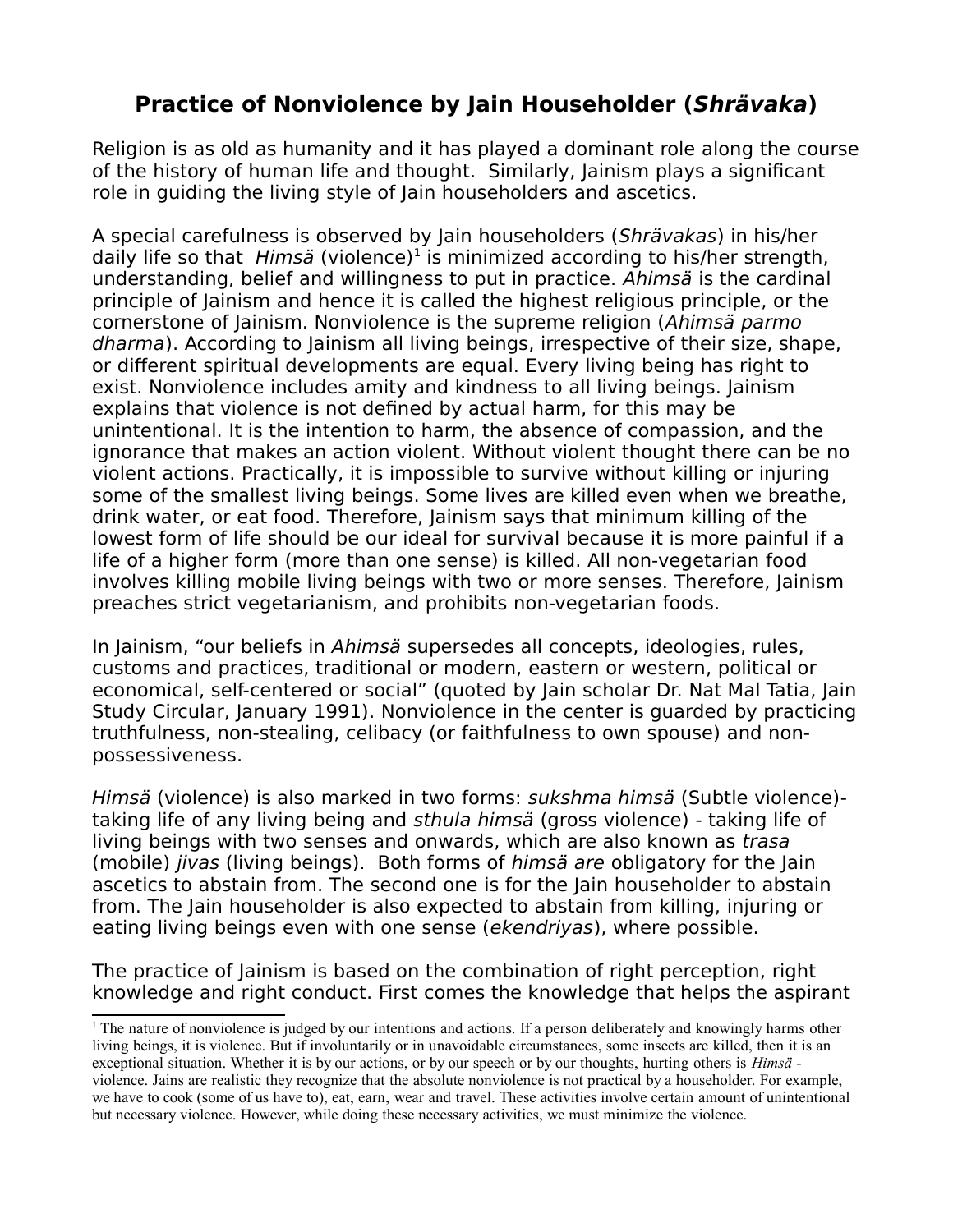# Practice of Nonviolence by Jain Householder (*Shrävaka*)

Religion is as old as humanity and it has played a dominant role along the course of the history of human life and thought. Similarly, Jainism plays a significant role in guiding the living style of Jain householders and ascetics.

A special carefulness is observed by Jain householders (*Shrävakas*) in his/her daily life so that *Himsä* (violence)[1] is minimized according to his/her strength, understanding, belief and willingness to put in practice. *Ahimsä* is the cardinal principle of Jainism and hence it is called the highest religious principle, or the cornerstone of Jainism. Nonviolence is the supreme religion (*Ahimsä parmo dharma*). According to Jainism all living beings, irrespective of their size, shape, or different spiritual developments are equal. Every living being has right to exist. Nonviolence includes amity and kindness to all living beings. Jainism explains that violence is not defined by actual harm, for this may be unintentional. It is the intention to harm, the absence of compassion, and the ignorance that makes an action violent. Without violent thought there can be no violent actions. Practically, it is impossible to survive without killing or injuring some of the smallest living beings. Some lives are killed even when we breathe, drink water, or eat food. Therefore, Jainism says that minimum killing of the lowest form of life should be our ideal for survival because it is more painful if a life of a higher form (more than one sense) is killed. All non-vegetarian food involves killing mobile living beings with two or more senses. Therefore, Jainism preaches strict vegetarianism, and prohibits non-vegetarian foods.

In Jainism, "our beliefs in *Ahimsä* supersedes all concepts, ideologies, rules, customs and practices, traditional or modern, eastern or western, political or economical, self-centered or social" (quoted by Jain scholar Dr. Nat Mal Tatia, Jain Study Circular, January 1991). Nonviolence in the center is guarded by practicing truthfulness, non-stealing, celibacy (or faithfulness to own spouse) and non-possessiveness.

*Himsä* (violence) is also marked in two forms: *sukshma himsä* (Subtle violence)- taking life of any living being and *sthula himsä* (gross violence) - taking life of living beings with two senses and onwards, which are also known as *trasa* (mobile) *jivas* (living beings). Both forms of *himsä are* obligatory for the Jain ascetics to abstain from. The second one is for the Jain householder to abstain from. The Jain householder is also expected to abstain from killing, injuring or eating living beings even with one sense (*ekendriyas*), where possible.

The practice of Jainism is based on the combination of right perception, right knowledge and right conduct. First comes the knowledge that helps the aspirant

---

[1] The nature of nonviolence is judged by our intentions and actions. If a person deliberately and knowingly harms other living beings, it is violence. But if involuntarily or in unavoidable circumstances, some insects are killed, then it is an exceptional situation. Whether it is by our actions, or by our speech or by our thoughts, hurting others is *Himsä* - violence. Jains are realistic they recognize that the absolute nonviolence is not practical by a householder. For example, we have to cook (some of us have to), eat, earn, wear and travel. These activities involve certain amount of unintentional but necessary violence. However, while doing these necessary activities, we must minimize the violence.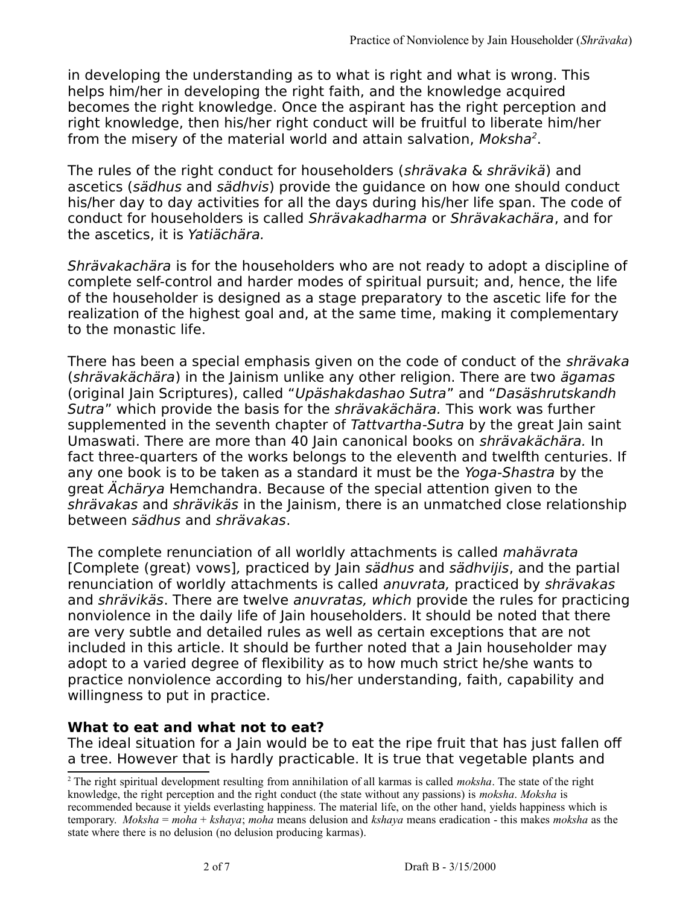in developing the understanding as to what is right and what is wrong. This helps him/her in developing the right faith, and the knowledge acquired becomes the right knowledge. Once the aspirant has the right perception and right knowledge, then his/her right conduct will be fruitful to liberate him/her from the misery of the material world and attain salvation, *Moksha*[2].

The rules of the right conduct for householders (*shrävaka* & *shrävikä*) and ascetics (*sädhus* and *sädhvis*) provide the guidance on how one should conduct his/her day to day activities for all the days during his/her life span. The code of conduct for householders is called *Shrävakadharma* or *Shrävakachära*, and for the ascetics, it is *Yatiächära.*

*Shrävakachära* is for the householders who are not ready to adopt a discipline of complete self-control and harder modes of spiritual pursuit; and, hence, the life of the householder is designed as a stage preparatory to the ascetic life for the realization of the highest goal and, at the same time, making it complementary to the monastic life.

There has been a special emphasis given on the code of conduct of the *shrävaka* (*shrävakächära*) in the Jainism unlike any other religion. There are two *ägamas* (original Jain Scriptures), called "*Upäshakdashao Sutra*" and "*Dasäshrutskandh Sutra*" which provide the basis for the *shrävakächära.* This work was further supplemented in the seventh chapter of *Tattvartha-Sutra* by the great Jain saint Umaswati. There are more than 40 Jain canonical books on *shrävakächära.* In fact three-quarters of the works belongs to the eleventh and twelfth centuries. If any one book is to be taken as a standard it must be the *Yoga-Shastra* by the great *Ächärya* Hemchandra. Because of the special attention given to the *shrävakas* and *shrävikäs* in the Jainism, there is an unmatched close relationship between *sädhus* and *shrävakas*.

The complete renunciation of all worldly attachments is called *mahävrata* [Complete (great) vows], practiced by Jain *sädhus* and *sädhvijis*, and the partial renunciation of worldly attachments is called *anuvrata,* practiced by *shrävakas* and *shrävikäs*. There are twelve *anuvratas, which* provide the rules for practicing nonviolence in the daily life of Jain householders. It should be noted that there are very subtle and detailed rules as well as certain exceptions that are not included in this article. It should be further noted that a Jain householder may adopt to a varied degree of flexibility as to how much strict he/she wants to practice nonviolence according to his/her understanding, faith, capability and willingness to put in practice.

**What to eat and what not to eat?**

The ideal situation for a Jain would be to eat the ripe fruit that has just fallen off a tree. However that is hardly practicable. It is true that vegetable plants and

[2] The right spiritual development resulting from annihilation of all karmas is called *moksha*. The state of the right knowledge, the right perception and the right conduct (the state without any passions) is *moksha*. *Moksha* is recommended because it yields everlasting happiness. The material life, on the other hand, yields happiness which is temporary. *Moksha* = *moha* + *kshaya*; *moha* means delusion and *kshaya* means eradication - this makes *moksha* as the state where there is no delusion (no delusion producing karmas).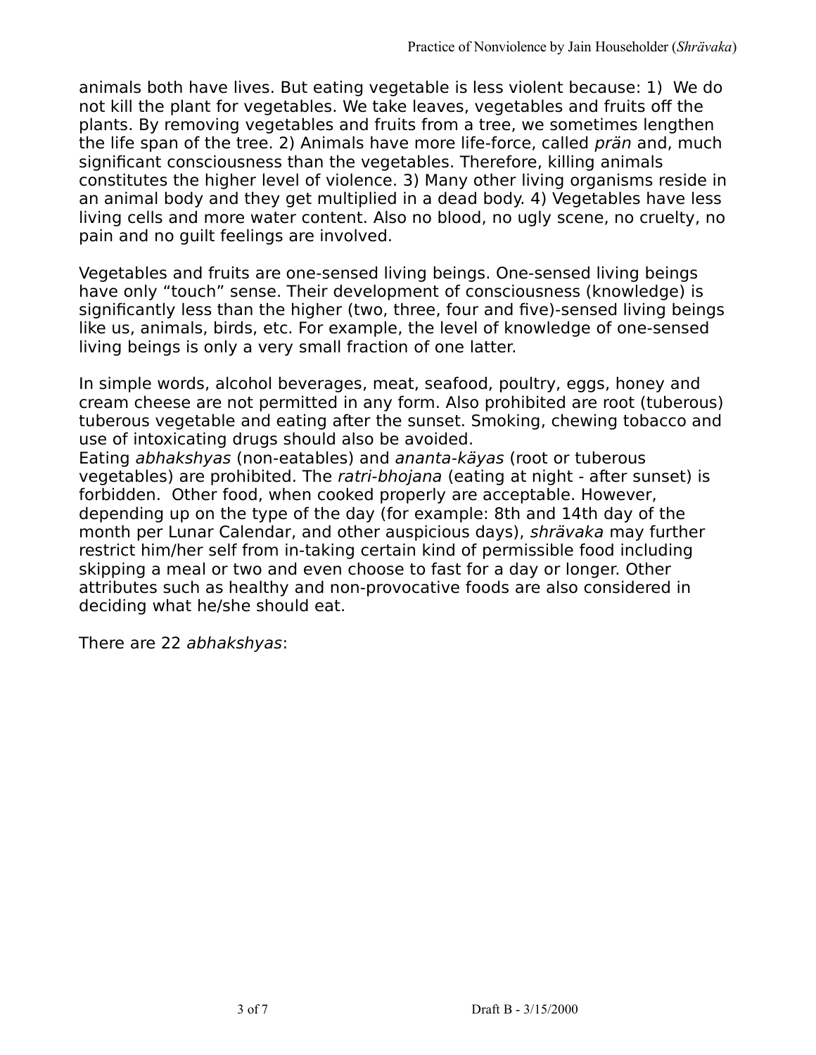animals both have lives. But eating vegetable is less violent because: 1) We do not kill the plant for vegetables. We take leaves, vegetables and fruits off the plants. By removing vegetables and fruits from a tree, we sometimes lengthen the life span of the tree. 2) Animals have more life-force, called *prän* and, much significant consciousness than the vegetables. Therefore, killing animals constitutes the higher level of violence. 3) Many other living organisms reside in an animal body and they get multiplied in a dead body. 4) Vegetables have less living cells and more water content. Also no blood, no ugly scene, no cruelty, no pain and no guilt feelings are involved.

Vegetables and fruits are one-sensed living beings. One-sensed living beings have only "touch" sense. Their development of consciousness (knowledge) is significantly less than the higher (two, three, four and five)-sensed living beings like us, animals, birds, etc. For example, the level of knowledge of one-sensed living beings is only a very small fraction of one latter.

In simple words, alcohol beverages, meat, seafood, poultry, eggs, honey and cream cheese are not permitted in any form. Also prohibited are root (tuberous) tuberous vegetable and eating after the sunset. Smoking, chewing tobacco and use of intoxicating drugs should also be avoided.
Eating *abhakshyas* (non-eatables) and *ananta-käyas* (root or tuberous vegetables) are prohibited. The *ratri-bhojana* (eating at night - after sunset) is forbidden. Other food, when cooked properly are acceptable. However, depending up on the type of the day (for example: 8th and 14th day of the month per Lunar Calendar, and other auspicious days), *shrävaka* may further restrict him/her self from in-taking certain kind of permissible food including skipping a meal or two and even choose to fast for a day or longer. Other attributes such as healthy and non-provocative foods are also considered in deciding what he/she should eat.

There are 22 *abhakshyas*: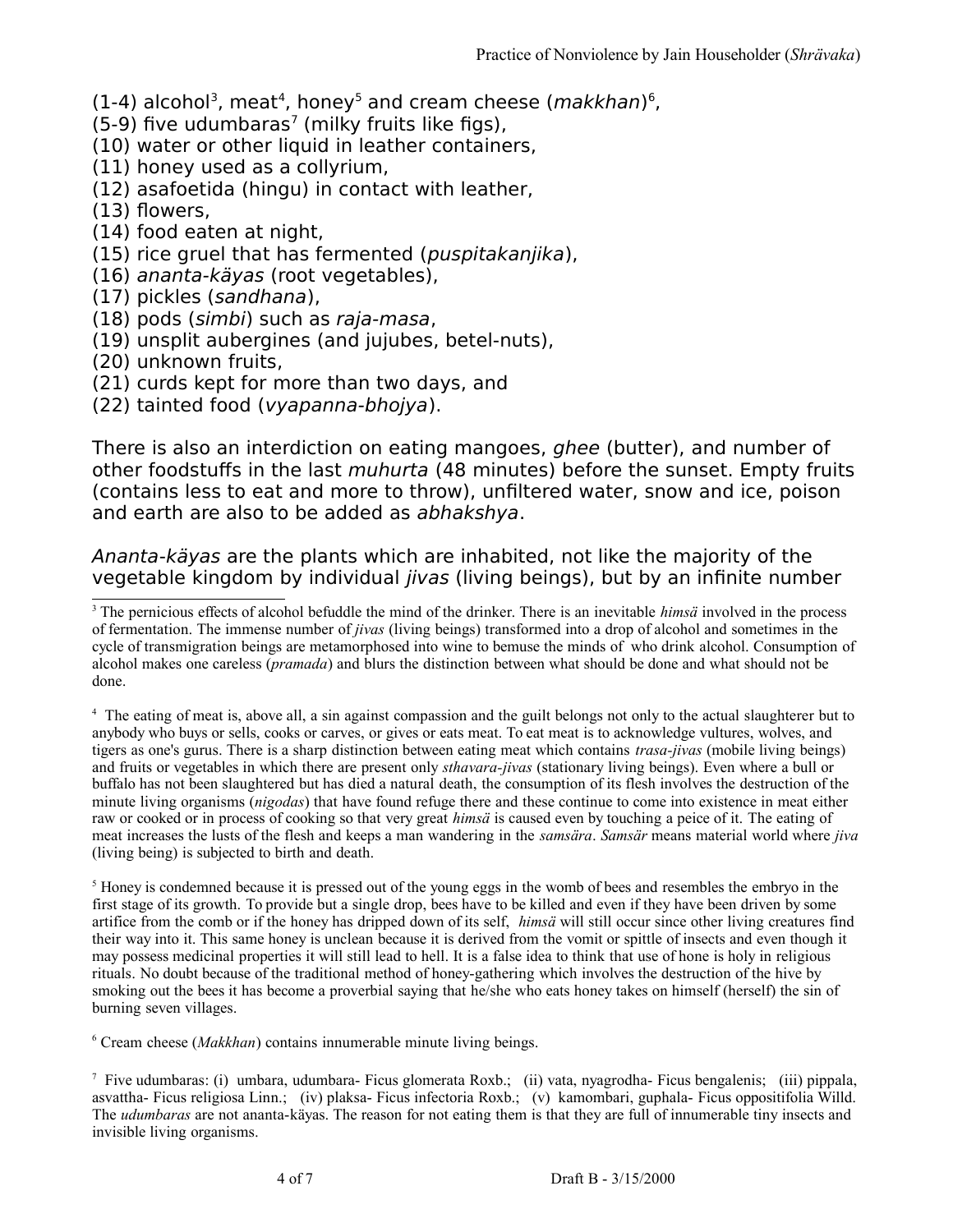(1-4) alcohol[3], meat[4], honey[5] and cream cheese (*makkhan*)[6],
(5-9) five udumbaras[7] (milky fruits like figs),
(10) water or other liquid in leather containers,
(11) honey used as a collyrium,
(12) asafoetida (hingu) in contact with leather,
(13) flowers,
(14) food eaten at night,
(15) rice gruel that has fermented (*puspitakanjika*),
(16) *ananta-käyas* (root vegetables),
(17) pickles (*sandhana*),
(18) pods (*simbi*) such as *raja-masa*,
(19) unsplit aubergines (and jujubes, betel-nuts),
(20) unknown fruits,
(21) curds kept for more than two days, and
(22) tainted food (*vyapanna-bhojya*).

There is also an interdiction on eating mangoes, *ghee* (butter), and number of other foodstuffs in the last *muhurta* (48 minutes) before the sunset. Empty fruits (contains less to eat and more to throw), unfiltered water, snow and ice, poison and earth are also to be added as *abhakshya*.

*Ananta-käyas* are the plants which are inhabited, not like the majority of the vegetable kingdom by individual *jivas* (living beings), but by an infinite number

---

[3] The pernicious effects of alcohol befuddle the mind of the drinker. There is an inevitable *himsä* involved in the process of fermentation. The immense number of *jivas* (living beings) transformed into a drop of alcohol and sometimes in the cycle of transmigration beings are metamorphosed into wine to bemuse the minds of who drink alcohol. Consumption of alcohol makes one careless (*pramada*) and blurs the distinction between what should be done and what should not be done.

[4] The eating of meat is, above all, a sin against compassion and the guilt belongs not only to the actual slaughterer but to anybody who buys or sells, cooks or carves, or gives or eats meat. To eat meat is to acknowledge vultures, wolves, and tigers as one's gurus. There is a sharp distinction between eating meat which contains *trasa-jivas* (mobile living beings) and fruits or vegetables in which there are present only *sthavara-jivas* (stationary living beings). Even where a bull or buffalo has not been slaughtered but has died a natural death, the consumption of its flesh involves the destruction of the minute living organisms (*nigodas*) that have found refuge there and these continue to come into existence in meat either raw or cooked or in process of cooking so that very great *himsä* is caused even by touching a peice of it. The eating of meat increases the lusts of the flesh and keeps a man wandering in the *samsära*. *Samsär* means material world where *jiva* (living being) is subjected to birth and death.

[5] Honey is condemned because it is pressed out of the young eggs in the womb of bees and resembles the embryo in the first stage of its growth. To provide but a single drop, bees have to be killed and even if they have been driven by some artifice from the comb or if the honey has dripped down of its self, *himsä* will still occur since other living creatures find their way into it. This same honey is unclean because it is derived from the vomit or spittle of insects and even though it may possess medicinal properties it will still lead to hell. It is a false idea to think that use of hone is holy in religious rituals. No doubt because of the traditional method of honey-gathering which involves the destruction of the hive by smoking out the bees it has become a proverbial saying that he/she who eats honey takes on himself (herself) the sin of burning seven villages.

[6] Cream cheese (*Makkhan*) contains innumerable minute living beings.

[7] Five udumbaras: (i) umbara, udumbara- Ficus glomerata Roxb.; (ii) vata, nyagrodha- Ficus bengalenis; (iii) pippala, asvattha- Ficus religiosa Linn.; (iv) plaksa- Ficus infectoria Roxb.; (v) kamombari, guphala- Ficus oppositifolia Willd. The *udumbaras* are not ananta-käyas. The reason for not eating them is that they are full of innumerable tiny insects and invisible living organisms.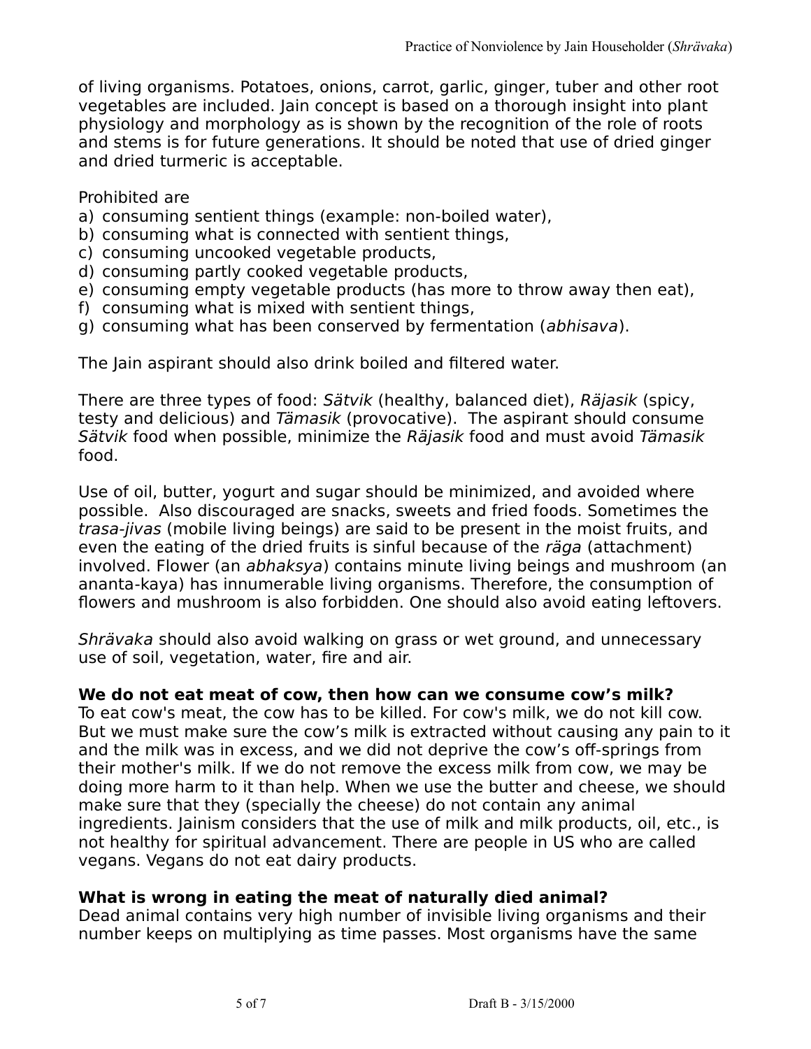of living organisms. Potatoes, onions, carrot, garlic, ginger, tuber and other root vegetables are included. Jain concept is based on a thorough insight into plant physiology and morphology as is shown by the recognition of the role of roots and stems is for future generations. It should be noted that use of dried ginger and dried turmeric is acceptable.

Prohibited are

a) consuming sentient things (example: non-boiled water),
b) consuming what is connected with sentient things,
c) consuming uncooked vegetable products,
d) consuming partly cooked vegetable products,
e) consuming empty vegetable products (has more to throw away then eat),
f) consuming what is mixed with sentient things,
g) consuming what has been conserved by fermentation (*abhisava*).

The Jain aspirant should also drink boiled and filtered water.

There are three types of food: *Sätvik* (healthy, balanced diet), *Räjasik* (spicy, testy and delicious) and *Tämasik* (provocative). The aspirant should consume *Sätvik* food when possible, minimize the *Räjasik* food and must avoid *Tämasik* food.

Use of oil, butter, yogurt and sugar should be minimized, and avoided where possible. Also discouraged are snacks, sweets and fried foods. Sometimes the *trasa-jivas* (mobile living beings) are said to be present in the moist fruits, and even the eating of the dried fruits is sinful because of the *räga* (attachment) involved. Flower (an *abhaksya*) contains minute living beings and mushroom (an ananta-kaya) has innumerable living organisms. Therefore, the consumption of flowers and mushroom is also forbidden. One should also avoid eating leftovers.

*Shrävaka* should also avoid walking on grass or wet ground, and unnecessary use of soil, vegetation, water, fire and air.

**We do not eat meat of cow, then how can we consume cow's milk?**

To eat cow's meat, the cow has to be killed. For cow's milk, we do not kill cow. But we must make sure the cow's milk is extracted without causing any pain to it and the milk was in excess, and we did not deprive the cow's off-springs from their mother's milk. If we do not remove the excess milk from cow, we may be doing more harm to it than help. When we use the butter and cheese, we should make sure that they (specially the cheese) do not contain any animal ingredients. Jainism considers that the use of milk and milk products, oil, etc., is not healthy for spiritual advancement. There are people in US who are called vegans. Vegans do not eat dairy products.

**What is wrong in eating the meat of naturally died animal?**

Dead animal contains very high number of invisible living organisms and their number keeps on multiplying as time passes. Most organisms have the same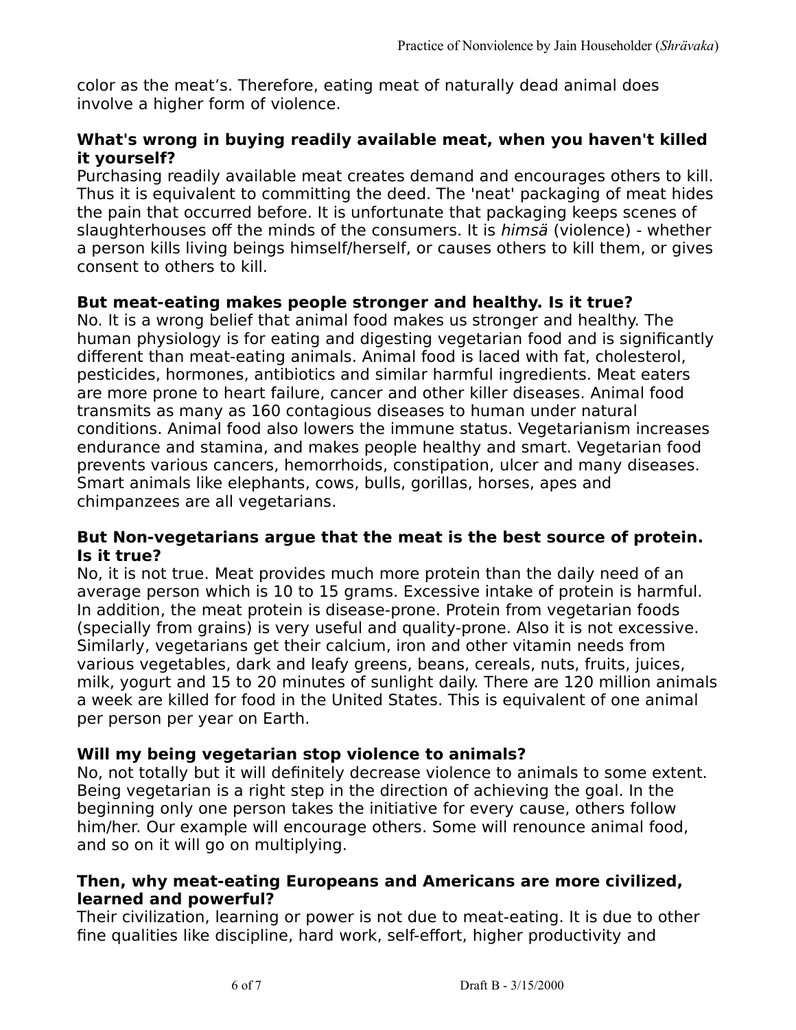color as the meat's. Therefore, eating meat of naturally dead animal does involve a higher form of violence.

**What's wrong in buying readily available meat, when you haven't killed it yourself?**

Purchasing readily available meat creates demand and encourages others to kill. Thus it is equivalent to committing the deed. The 'neat' packaging of meat hides the pain that occurred before. It is unfortunate that packaging keeps scenes of slaughterhouses off the minds of the consumers. It is *himsä* (violence) - whether a person kills living beings himself/herself, or causes others to kill them, or gives consent to others to kill.

**But meat-eating makes people stronger and healthy. Is it true?**

No. It is a wrong belief that animal food makes us stronger and healthy. The human physiology is for eating and digesting vegetarian food and is significantly different than meat-eating animals. Animal food is laced with fat, cholesterol, pesticides, hormones, antibiotics and similar harmful ingredients. Meat eaters are more prone to heart failure, cancer and other killer diseases. Animal food transmits as many as 160 contagious diseases to human under natural conditions. Animal food also lowers the immune status. Vegetarianism increases endurance and stamina, and makes people healthy and smart. Vegetarian food prevents various cancers, hemorrhoids, constipation, ulcer and many diseases. Smart animals like elephants, cows, bulls, gorillas, horses, apes and chimpanzees are all vegetarians.

**But Non-vegetarians argue that the meat is the best source of protein. Is it true?**

No, it is not true. Meat provides much more protein than the daily need of an average person which is 10 to 15 grams. Excessive intake of protein is harmful. In addition, the meat protein is disease-prone. Protein from vegetarian foods (specially from grains) is very useful and quality-prone. Also it is not excessive. Similarly, vegetarians get their calcium, iron and other vitamin needs from various vegetables, dark and leafy greens, beans, cereals, nuts, fruits, juices, milk, yogurt and 15 to 20 minutes of sunlight daily. There are 120 million animals a week are killed for food in the United States. This is equivalent of one animal per person per year on Earth.

**Will my being vegetarian stop violence to animals?**

No, not totally but it will definitely decrease violence to animals to some extent. Being vegetarian is a right step in the direction of achieving the goal. In the beginning only one person takes the initiative for every cause, others follow him/her. Our example will encourage others. Some will renounce animal food, and so on it will go on multiplying.

**Then, why meat-eating Europeans and Americans are more civilized, learned and powerful?**

Their civilization, learning or power is not due to meat-eating. It is due to other fine qualities like discipline, hard work, self-effort, higher productivity and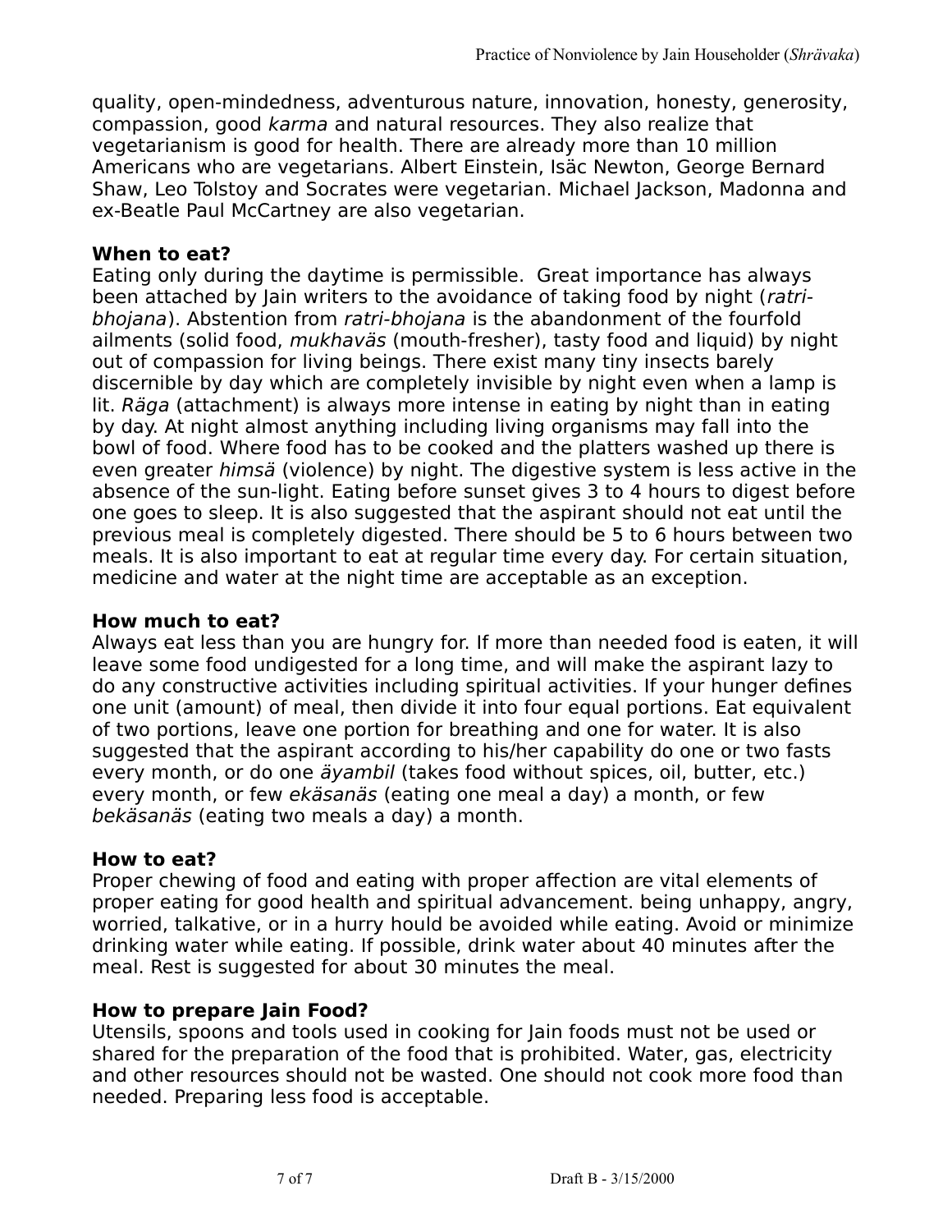quality, open-mindedness, adventurous nature, innovation, honesty, generosity, compassion, good *karma* and natural resources. They also realize that vegetarianism is good for health. There are already more than 10 million Americans who are vegetarians. Albert Einstein, Isäc Newton, George Bernard Shaw, Leo Tolstoy and Socrates were vegetarian. Michael Jackson, Madonna and ex-Beatle Paul McCartney are also vegetarian.

**When to eat?**

Eating only during the daytime is permissible. Great importance has always been attached by Jain writers to the avoidance of taking food by night (*ratri-bhojana*). Abstention from *ratri-bhojana* is the abandonment of the fourfold ailments (solid food, *mukhaväs* (mouth-fresher), tasty food and liquid) by night out of compassion for living beings. There exist many tiny insects barely discernible by day which are completely invisible by night even when a lamp is lit. *Räga* (attachment) is always more intense in eating by night than in eating by day. At night almost anything including living organisms may fall into the bowl of food. Where food has to be cooked and the platters washed up there is even greater *himsä* (violence) by night. The digestive system is less active in the absence of the sun-light. Eating before sunset gives 3 to 4 hours to digest before one goes to sleep. It is also suggested that the aspirant should not eat until the previous meal is completely digested. There should be 5 to 6 hours between two meals. It is also important to eat at regular time every day. For certain situation, medicine and water at the night time are acceptable as an exception.

**How much to eat?**

Always eat less than you are hungry for. If more than needed food is eaten, it will leave some food undigested for a long time, and will make the aspirant lazy to do any constructive activities including spiritual activities. If your hunger defines one unit (amount) of meal, then divide it into four equal portions. Eat equivalent of two portions, leave one portion for breathing and one for water. It is also suggested that the aspirant according to his/her capability do one or two fasts every month, or do one *äyambil* (takes food without spices, oil, butter, etc.) every month, or few *ekäsanäs* (eating one meal a day) a month, or few *bekäsanäs* (eating two meals a day) a month.

**How to eat?**

Proper chewing of food and eating with proper affection are vital elements of proper eating for good health and spiritual advancement. being unhappy, angry, worried, talkative, or in a hurry hould be avoided while eating. Avoid or minimize drinking water while eating. If possible, drink water about 40 minutes after the meal. Rest is suggested for about 30 minutes the meal.

**How to prepare Jain Food?**

Utensils, spoons and tools used in cooking for Jain foods must not be used or shared for the preparation of the food that is prohibited. Water, gas, electricity and other resources should not be wasted. One should not cook more food than needed. Preparing less food is acceptable.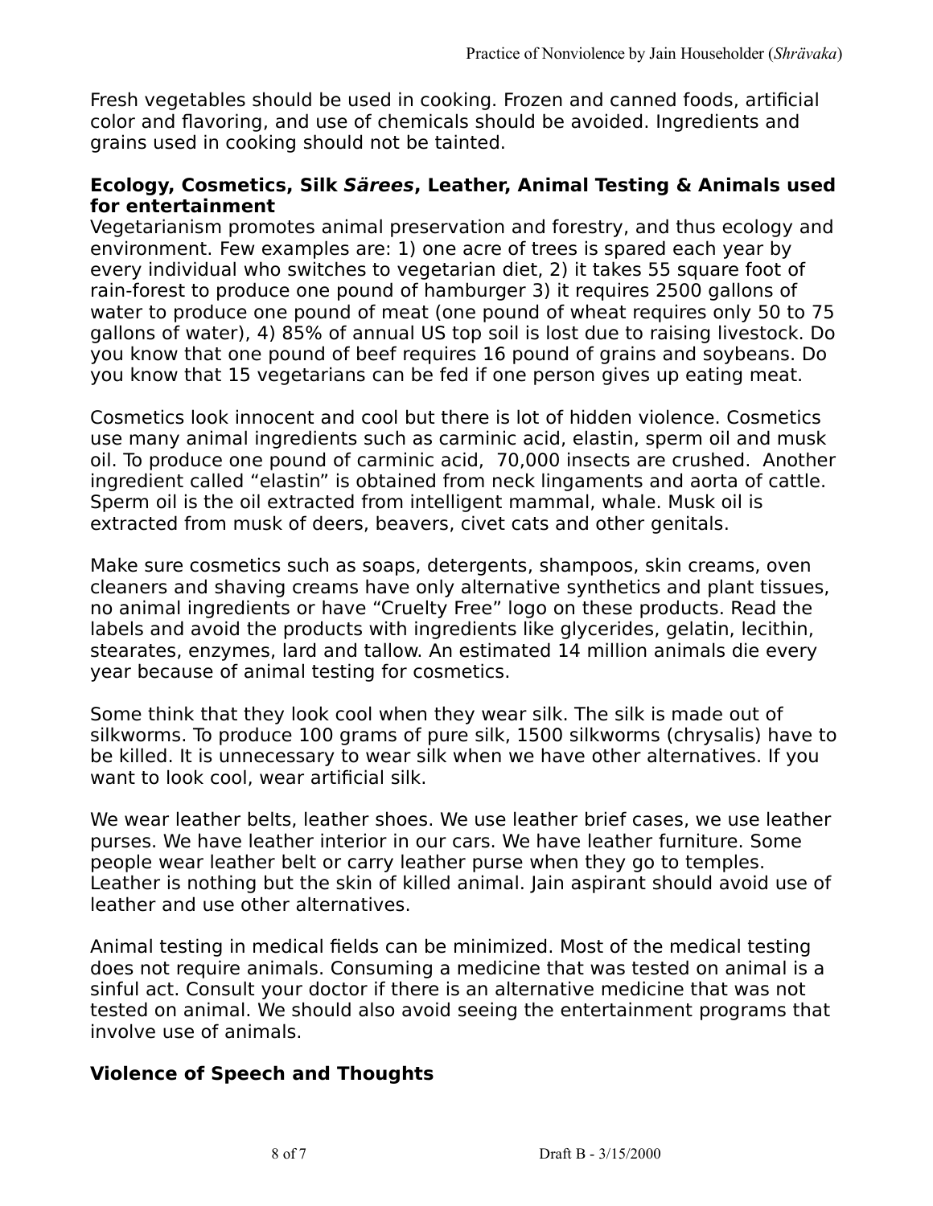Fresh vegetables should be used in cooking. Frozen and canned foods, artificial color and flavoring, and use of chemicals should be avoided. Ingredients and grains used in cooking should not be tainted.

### Ecology, Cosmetics, Silk *Särees*, Leather, Animal Testing & Animals used for entertainment

Vegetarianism promotes animal preservation and forestry, and thus ecology and environment. Few examples are: 1) one acre of trees is spared each year by every individual who switches to vegetarian diet, 2) it takes 55 square foot of rain-forest to produce one pound of hamburger 3) it requires 2500 gallons of water to produce one pound of meat (one pound of wheat requires only 50 to 75 gallons of water), 4) 85% of annual US top soil is lost due to raising livestock. Do you know that one pound of beef requires 16 pound of grains and soybeans. Do you know that 15 vegetarians can be fed if one person gives up eating meat.

Cosmetics look innocent and cool but there is lot of hidden violence. Cosmetics use many animal ingredients such as carminic acid, elastin, sperm oil and musk oil. To produce one pound of carminic acid, 70,000 insects are crushed. Another ingredient called "elastin" is obtained from neck lingaments and aorta of cattle. Sperm oil is the oil extracted from intelligent mammal, whale. Musk oil is extracted from musk of deers, beavers, civet cats and other genitals.

Make sure cosmetics such as soaps, detergents, shampoos, skin creams, oven cleaners and shaving creams have only alternative synthetics and plant tissues, no animal ingredients or have "Cruelty Free" logo on these products. Read the labels and avoid the products with ingredients like glycerides, gelatin, lecithin, stearates, enzymes, lard and tallow. An estimated 14 million animals die every year because of animal testing for cosmetics.

Some think that they look cool when they wear silk. The silk is made out of silkworms. To produce 100 grams of pure silk, 1500 silkworms (chrysalis) have to be killed. It is unnecessary to wear silk when we have other alternatives. If you want to look cool, wear artificial silk.

We wear leather belts, leather shoes. We use leather brief cases, we use leather purses. We have leather interior in our cars. We have leather furniture. Some people wear leather belt or carry leather purse when they go to temples. Leather is nothing but the skin of killed animal. Jain aspirant should avoid use of leather and use other alternatives.

Animal testing in medical fields can be minimized. Most of the medical testing does not require animals. Consuming a medicine that was tested on animal is a sinful act. Consult your doctor if there is an alternative medicine that was not tested on animal. We should also avoid seeing the entertainment programs that involve use of animals.

### Violence of Speech and Thoughts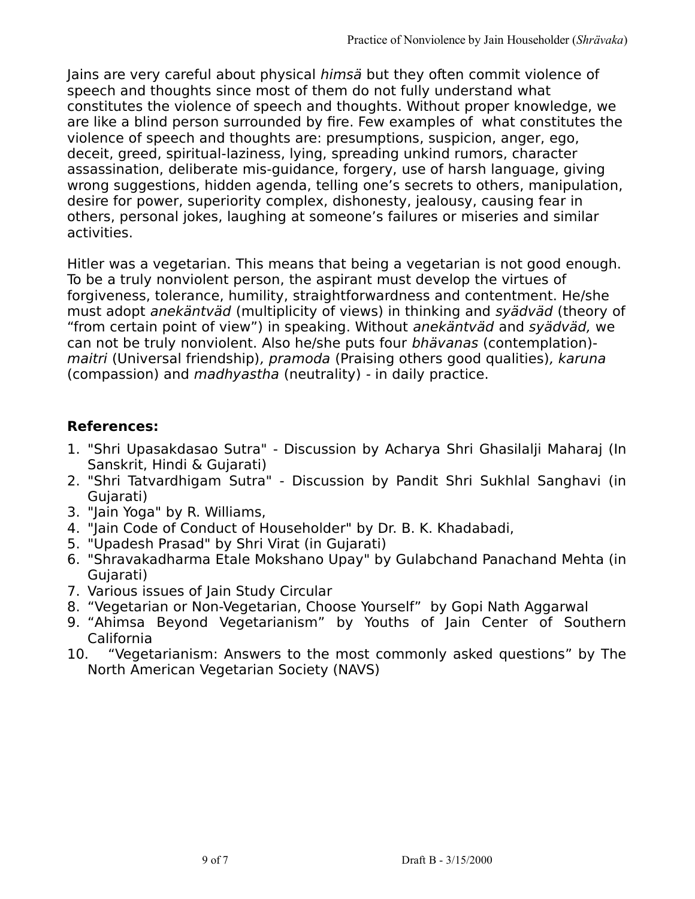Jains are very careful about physical *himsä* but they often commit violence of speech and thoughts since most of them do not fully understand what constitutes the violence of speech and thoughts. Without proper knowledge, we are like a blind person surrounded by fire. Few examples of what constitutes the violence of speech and thoughts are: presumptions, suspicion, anger, ego, deceit, greed, spiritual-laziness, lying, spreading unkind rumors, character assassination, deliberate mis-guidance, forgery, use of harsh language, giving wrong suggestions, hidden agenda, telling one's secrets to others, manipulation, desire for power, superiority complex, dishonesty, jealousy, causing fear in others, personal jokes, laughing at someone's failures or miseries and similar activities.

Hitler was a vegetarian. This means that being a vegetarian is not good enough. To be a truly nonviolent person, the aspirant must develop the virtues of forgiveness, tolerance, humility, straightforwardness and contentment. He/she must adopt *anekäntväd* (multiplicity of views) in thinking and *syädväd* (theory of "from certain point of view") in speaking. Without *anekäntväd* and *syädväd,* we can not be truly nonviolent. Also he/she puts four *bhävanas* (contemplation)- *maitri* (Universal friendship)*, pramoda* (Praising others good qualities)*, karuna* (compassion) and *madhyastha* (neutrality) - in daily practice.

**References:**

1. "Shri Upasakdasao Sutra" - Discussion by Acharya Shri Ghasilalji Maharaj (In Sanskrit, Hindi & Gujarati)
2. "Shri Tatvardhigam Sutra" - Discussion by Pandit Shri Sukhlal Sanghavi (in Gujarati)
3. "Jain Yoga" by R. Williams,
4. "Jain Code of Conduct of Householder" by Dr. B. K. Khadabadi,
5. "Upadesh Prasad" by Shri Virat (in Gujarati)
6. "Shravakadharma Etale Mokshano Upay" by Gulabchand Panachand Mehta (in Gujarati)
7. Various issues of Jain Study Circular
8. "Vegetarian or Non-Vegetarian, Choose Yourself" by Gopi Nath Aggarwal
9. "Ahimsa Beyond Vegetarianism" by Youths of Jain Center of Southern California
10. "Vegetarianism: Answers to the most commonly asked questions" by The North American Vegetarian Society (NAVS)